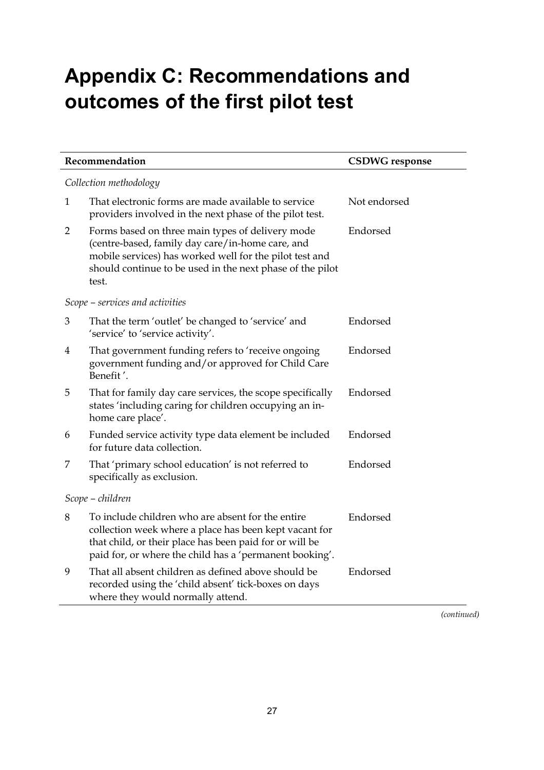# Appendix C: Recommendations and outcomes of the first pilot test

| | Recommendation | CSDWG response |
|---|---|---|
| | *Collection methodology* | |
| 1 | That electronic forms are made available to service providers involved in the next phase of the pilot test. | Not endorsed |
| 2 | Forms based on three main types of delivery mode (centre-based, family day care/in-home care, and mobile services) has worked well for the pilot test and should continue to be used in the next phase of the pilot test. | Endorsed |
| | *Scope – services and activities* | |
| 3 | That the term 'outlet' be changed to 'service' and 'service' to 'service activity'. | Endorsed |
| 4 | That government funding refers to 'receive ongoing government funding and/or approved for Child Care Benefit '. | Endorsed |
| 5 | That for family day care services, the scope specifically states 'including caring for children occupying an in-home care place'. | Endorsed |
| 6 | Funded service activity type data element be included for future data collection. | Endorsed |
| 7 | That 'primary school education' is not referred to specifically as exclusion. | Endorsed |
| | *Scope – children* | |
| 8 | To include children who are absent for the entire collection week where a place has been kept vacant for that child, or their place has been paid for or will be paid for, or where the child has a 'permanent booking'. | Endorsed |
| 9 | That all absent children as defined above should be recorded using the 'child absent' tick-boxes on days where they would normally attend. | Endorsed |

*(continued)*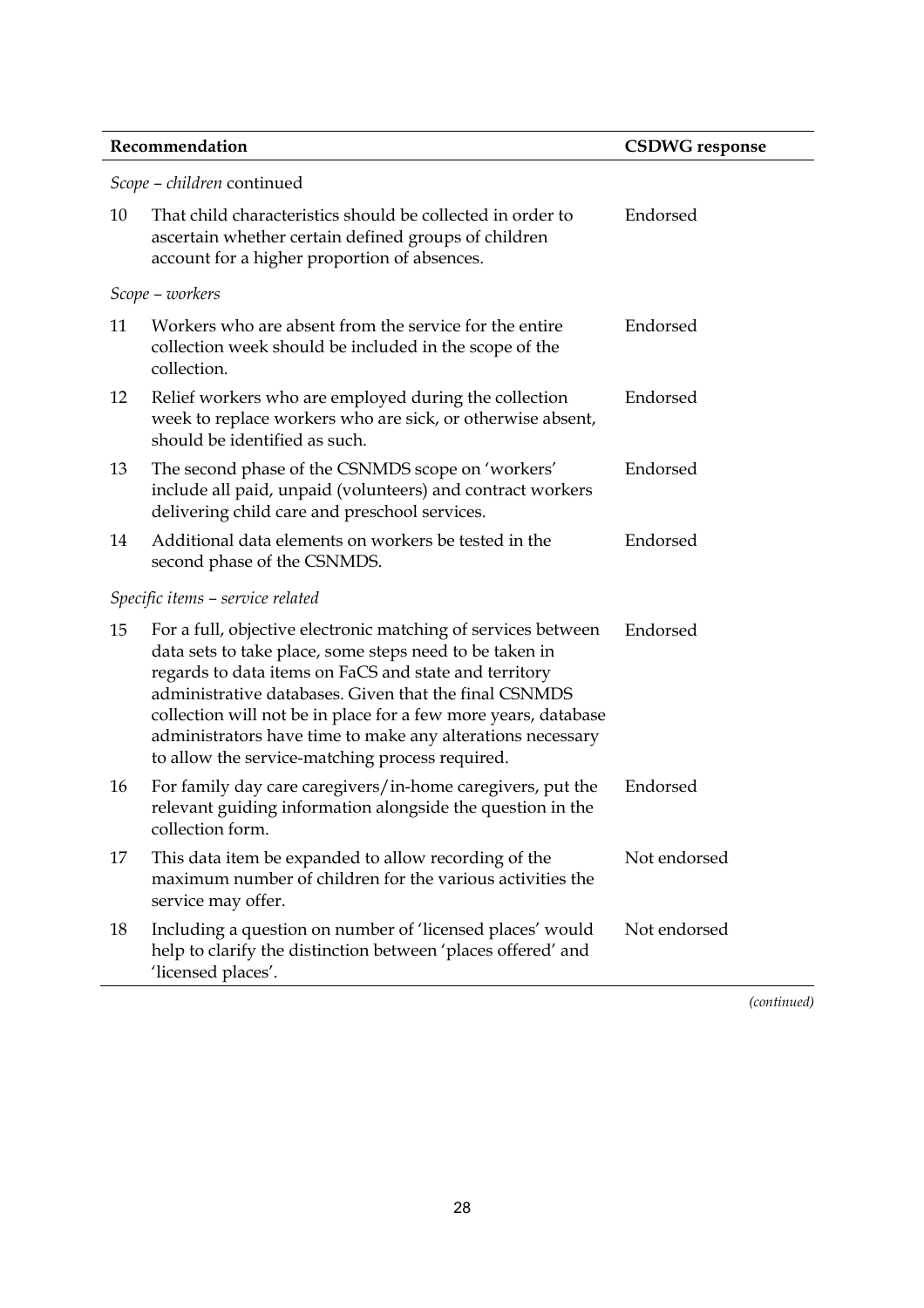| | Recommendation | CSDWG response |
|---|---|---|
| | *Scope – children* continued | |
| 10 | That child characteristics should be collected in order to ascertain whether certain defined groups of children account for a higher proportion of absences. | Endorsed |
| | *Scope – workers* | |
| 11 | Workers who are absent from the service for the entire collection week should be included in the scope of the collection. | Endorsed |
| 12 | Relief workers who are employed during the collection week to replace workers who are sick, or otherwise absent, should be identified as such. | Endorsed |
| 13 | The second phase of the CSNMDS scope on 'workers' include all paid, unpaid (volunteers) and contract workers delivering child care and preschool services. | Endorsed |
| 14 | Additional data elements on workers be tested in the second phase of the CSNMDS. | Endorsed |
| | *Specific items – service related* | |
| 15 | For a full, objective electronic matching of services between data sets to take place, some steps need to be taken in regards to data items on FaCS and state and territory administrative databases. Given that the final CSNMDS collection will not be in place for a few more years, database administrators have time to make any alterations necessary to allow the service-matching process required. | Endorsed |
| 16 | For family day care caregivers/in-home caregivers, put the relevant guiding information alongside the question in the collection form. | Endorsed |
| 17 | This data item be expanded to allow recording of the maximum number of children for the various activities the service may offer. | Not endorsed |
| 18 | Including a question on number of 'licensed places' would help to clarify the distinction between 'places offered' and 'licensed places'. | Not endorsed |

*(continued)*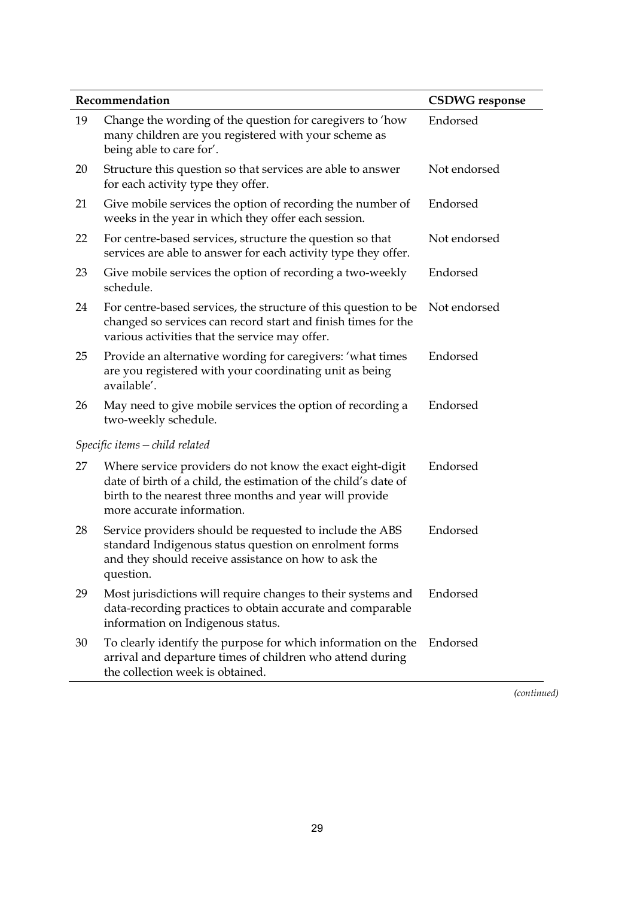| Recommendation | | CSDWG response |
|---|---|---|
| 19 | Change the wording of the question for caregivers to 'how many children are you registered with your scheme as being able to care for'. | Endorsed |
| 20 | Structure this question so that services are able to answer for each activity type they offer. | Not endorsed |
| 21 | Give mobile services the option of recording the number of weeks in the year in which they offer each session. | Endorsed |
| 22 | For centre-based services, structure the question so that services are able to answer for each activity type they offer. | Not endorsed |
| 23 | Give mobile services the option of recording a two-weekly schedule. | Endorsed |
| 24 | For centre-based services, the structure of this question to be changed so services can record start and finish times for the various activities that the service may offer. | Not endorsed |
| 25 | Provide an alternative wording for caregivers: 'what times are you registered with your coordinating unit as being available'. | Endorsed |
| 26 | May need to give mobile services the option of recording a two-weekly schedule. | Endorsed |
| *Specific items — child related* | | |
| 27 | Where service providers do not know the exact eight-digit date of birth of a child, the estimation of the child's date of birth to the nearest three months and year will provide more accurate information. | Endorsed |
| 28 | Service providers should be requested to include the ABS standard Indigenous status question on enrolment forms and they should receive assistance on how to ask the question. | Endorsed |
| 29 | Most jurisdictions will require changes to their systems and data-recording practices to obtain accurate and comparable information on Indigenous status. | Endorsed |
| 30 | To clearly identify the purpose for which information on the arrival and departure times of children who attend during the collection week is obtained. | Endorsed |

*(continued)*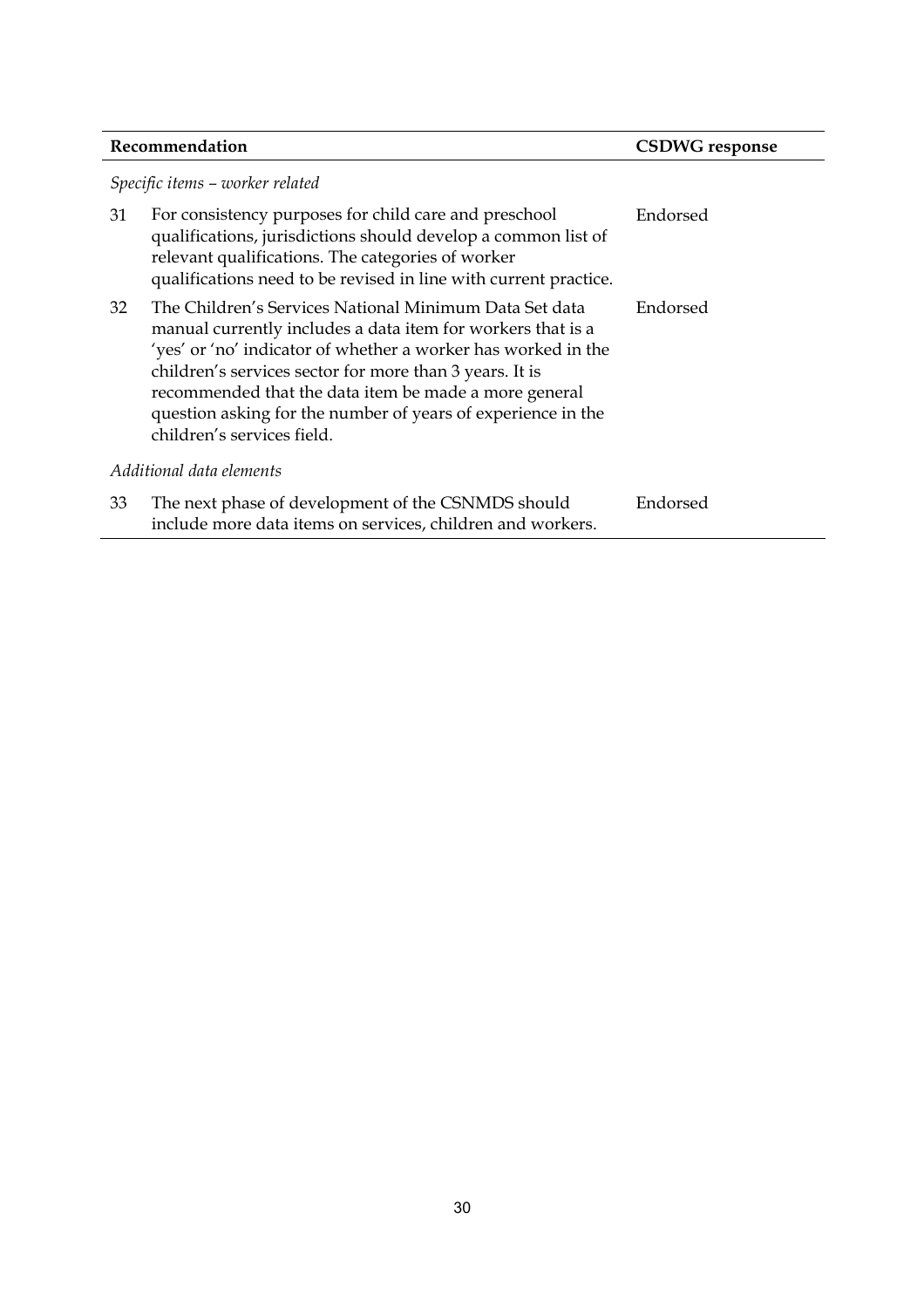| | Recommendation | CSDWG response |
|---|---|---|
| *Specific items – worker related* | | |
| 31 | For consistency purposes for child care and preschool qualifications, jurisdictions should develop a common list of relevant qualifications. The categories of worker qualifications need to be revised in line with current practice. | Endorsed |
| 32 | The Children's Services National Minimum Data Set data manual currently includes a data item for workers that is a 'yes' or 'no' indicator of whether a worker has worked in the children's services sector for more than 3 years. It is recommended that the data item be made a more general question asking for the number of years of experience in the children's services field. | Endorsed |
| *Additional data elements* | | |
| 33 | The next phase of development of the CSNMDS should include more data items on services, children and workers. | Endorsed |